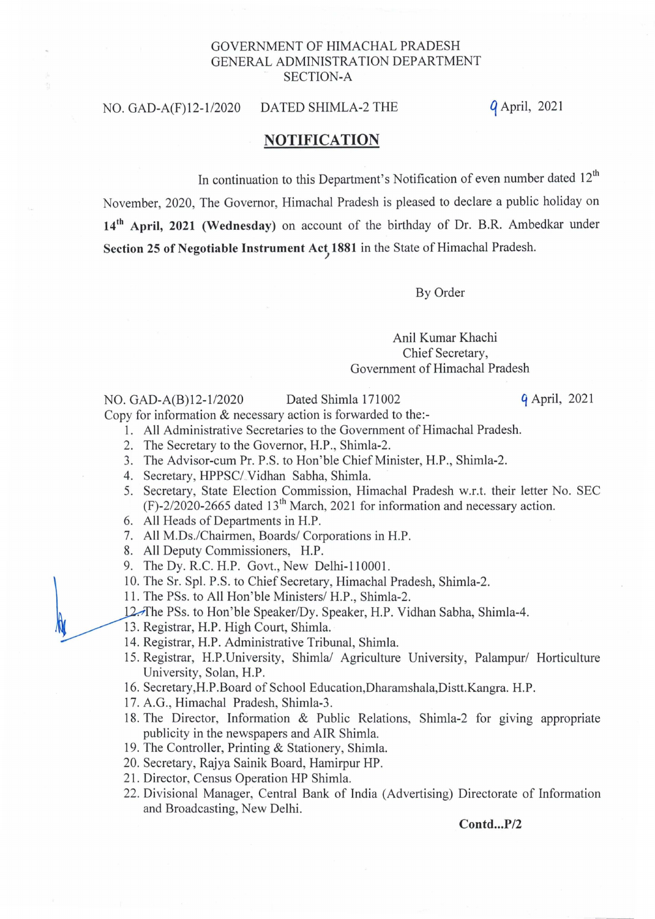GOVERNMENT OF HIMACHAL PRADESH
GENERAL ADMINISTRATION DEPARTMENT
SECTION-A

NO. GAD-A(F)12-1/2020 DATED SHIMLA-2 THE 9 April, 2021

# NOTIFICATION

In continuation to this Department's Notification of even number dated 12th November, 2020, The Governor, Himachal Pradesh is pleased to declare a public holiday on **14th April, 2021 (Wednesday)** on account of the birthday of Dr. B.R. Ambedkar under **Section 25 of Negotiable Instrument Act, 1881** in the State of Himachal Pradesh.

By Order

Anil Kumar Khachi
Chief Secretary,
Government of Himachal Pradesh

NO. GAD-A(B)12-1/2020 Dated Shimla 171002 9 April, 2021

Copy for information & necessary action is forwarded to the:-

1. All Administrative Secretaries to the Government of Himachal Pradesh.
2. The Secretary to the Governor, H.P., Shimla-2.
3. The Advisor-cum Pr. P.S. to Hon'ble Chief Minister, H.P., Shimla-2.
4. Secretary, HPPSC/ Vidhan Sabha, Shimla.
5. Secretary, State Election Commission, Himachal Pradesh w.r.t. their letter No. SEC (F)-2/2020-2665 dated 13th March, 2021 for information and necessary action.
6. All Heads of Departments in H.P.
7. All M.Ds./Chairmen, Boards/ Corporations in H.P.
8. All Deputy Commissioners, H.P.
9. The Dy. R.C. H.P. Govt., New Delhi-110001.
10. The Sr. Spl. P.S. to Chief Secretary, Himachal Pradesh, Shimla-2.
11. The PSs. to All Hon'ble Ministers/ H.P., Shimla-2.
12. The PSs. to Hon'ble Speaker/Dy. Speaker, H.P. Vidhan Sabha, Shimla-4.
13. Registrar, H.P. High Court, Shimla.
14. Registrar, H.P. Administrative Tribunal, Shimla.
15. Registrar, H.P.University, Shimla/ Agriculture University, Palampur/ Horticulture University, Solan, H.P.
16. Secretary,H.P.Board of School Education,Dharamshala,Distt.Kangra. H.P.
17. A.G., Himachal Pradesh, Shimla-3.
18. The Director, Information & Public Relations, Shimla-2 for giving appropriate publicity in the newspapers and AIR Shimla.
19. The Controller, Printing & Stationery, Shimla.
20. Secretary, Rajya Sainik Board, Hamirpur HP.
21. Director, Census Operation HP Shimla.
22. Divisional Manager, Central Bank of India (Advertising) Directorate of Information and Broadcasting, New Delhi.

**Contd...P/2**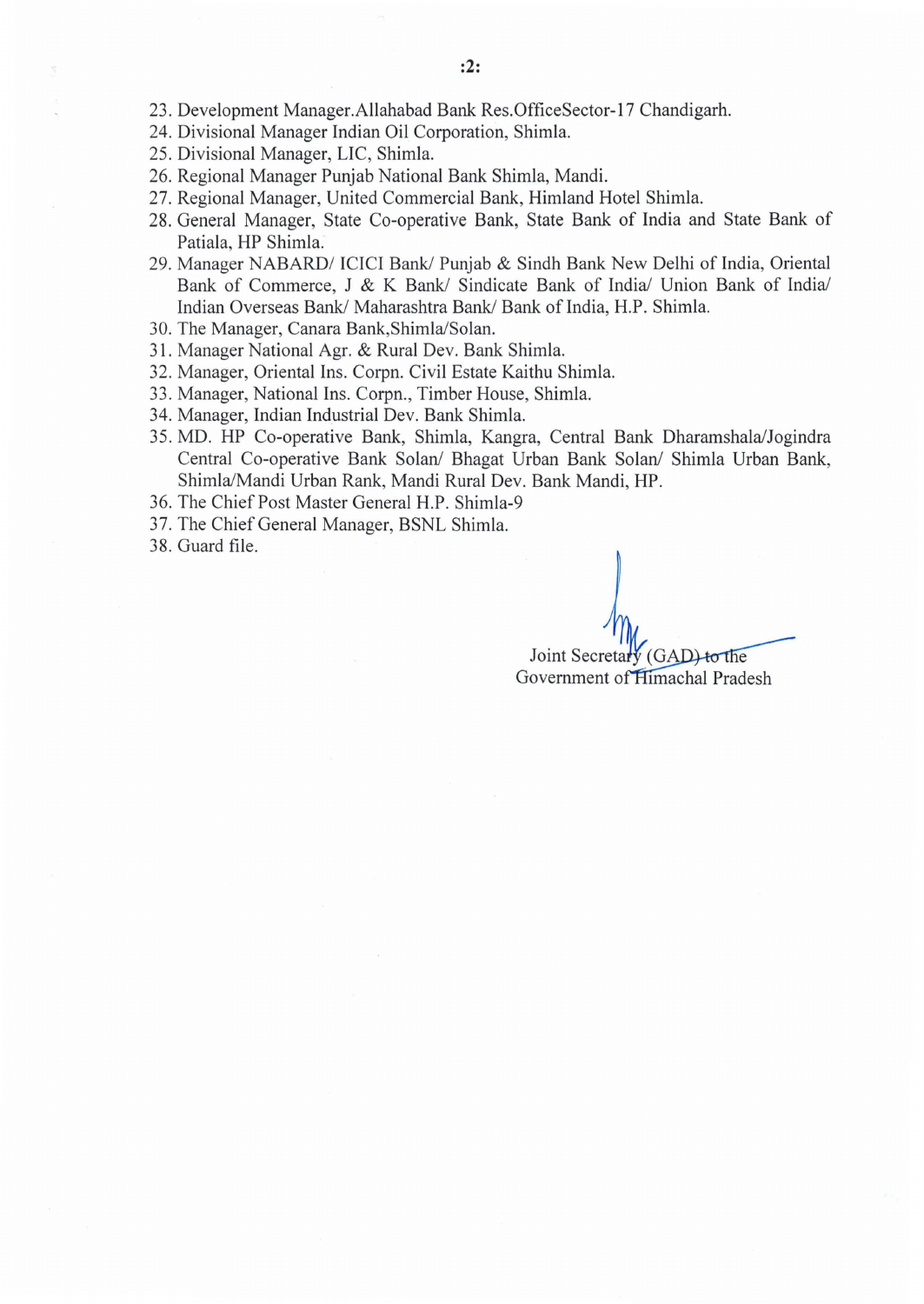23. Development Manager.Allahabad Bank Res.OfficeSector-17 Chandigarh.
24. Divisional Manager Indian Oil Corporation, Shimla.
25. Divisional Manager, LIC, Shimla.
26. Regional Manager Punjab National Bank Shimla, Mandi.
27. Regional Manager, United Commercial Bank, Himland Hotel Shimla.
28. General Manager, State Co-operative Bank, State Bank of India and State Bank of Patiala, HP Shimla.
29. Manager NABARD/ ICICI Bank/ Punjab & Sindh Bank New Delhi of India, Oriental Bank of Commerce, J & K Bank/ Sindicate Bank of India/ Union Bank of India/ Indian Overseas Bank/ Maharashtra Bank/ Bank of India, H.P. Shimla.
30. The Manager, Canara Bank,Shimla/Solan.
31. Manager National Agr. & Rural Dev. Bank Shimla.
32. Manager, Oriental Ins. Corpn. Civil Estate Kaithu Shimla.
33. Manager, National Ins. Corpn., Timber House, Shimla.
34. Manager, Indian Industrial Dev. Bank Shimla.
35. MD. HP Co-operative Bank, Shimla, Kangra, Central Bank Dharamshala/Jogindra Central Co-operative Bank Solan/ Bhagat Urban Bank Solan/ Shimla Urban Bank, Shimla/Mandi Urban Rank, Mandi Rural Dev. Bank Mandi, HP.
36. The Chief Post Master General H.P. Shimla-9
37. The Chief General Manager, BSNL Shimla.
38. Guard file.

Joint Secretary (GAD) to the
Government of Himachal Pradesh